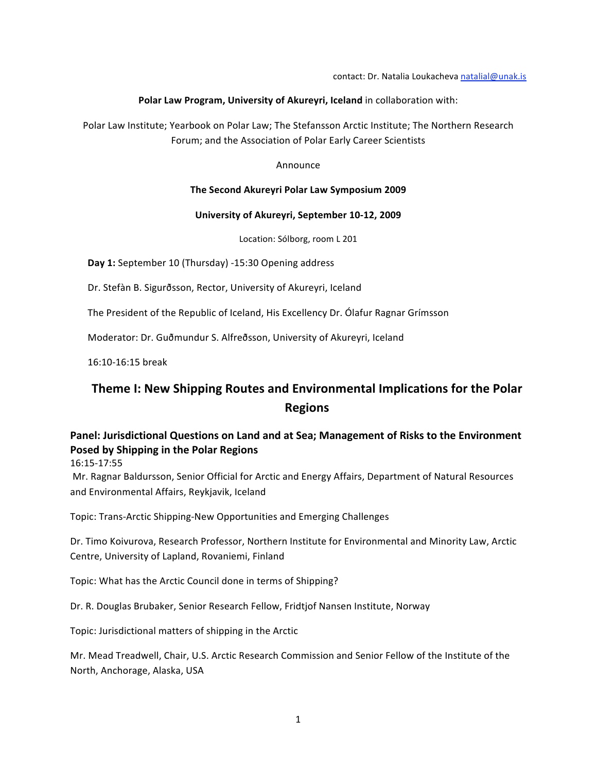contact: Dr. Natalia Loukacheva natalial@unak.is

**Polar Law Program, University of Akureyri, Iceland** in collaboration with:

Polar Law Institute; Yearbook on Polar Law; The Stefansson Arctic Institute; The Northern Research Forum; and the Association of Polar Early Career Scientists

Announce

**The Second Akureyri Polar Law Symposium 2009**

**University of Akureyri, September 10-12, 2009**

Location: Sólborg, room L 201

**Day 1:** September 10 (Thursday) -15:30 Opening address

Dr. Stefàn B. Sigurðsson, Rector, University of Akureyri, Iceland

The President of the Republic of Iceland, His Excellency Dr. Ólafur Ragnar Grímsson

Moderator: Dr. Guðmundur S. Alfreðsson, University of Akureyri, Iceland

16:10-16:15 break

# Theme I: New Shipping Routes and Environmental Implications for the Polar Regions

## Panel: Jurisdictional Questions on Land and at Sea; Management of Risks to the Environment Posed by Shipping in the Polar Regions

16:15-17:55

Mr. Ragnar Baldursson, Senior Official for Arctic and Energy Affairs, Department of Natural Resources and Environmental Affairs, Reykjavik, Iceland

Topic: Trans-Arctic Shipping-New Opportunities and Emerging Challenges

Dr. Timo Koivurova, Research Professor, Northern Institute for Environmental and Minority Law, Arctic Centre, University of Lapland, Rovaniemi, Finland

Topic: What has the Arctic Council done in terms of Shipping?

Dr. R. Douglas Brubaker, Senior Research Fellow, Fridtjof Nansen Institute, Norway

Topic: Jurisdictional matters of shipping in the Arctic

Mr. Mead Treadwell, Chair, U.S. Arctic Research Commission and Senior Fellow of the Institute of the North, Anchorage, Alaska, USA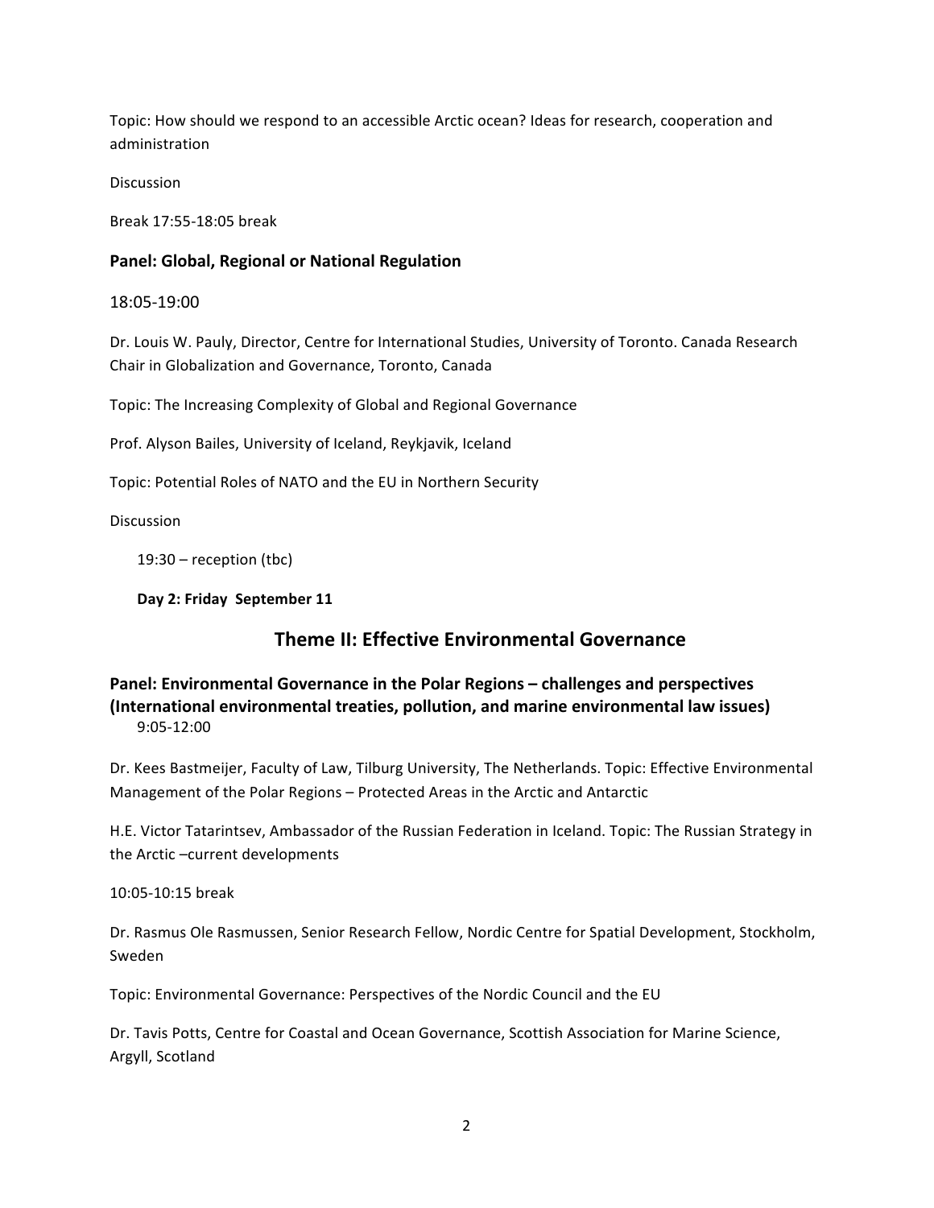Topic: How should we respond to an accessible Arctic ocean? Ideas for research, cooperation and administration

Discussion

Break 17:55-18:05 break

### Panel: Global, Regional or National Regulation

18:05-19:00

Dr. Louis W. Pauly, Director, Centre for International Studies, University of Toronto. Canada Research Chair in Globalization and Governance, Toronto, Canada

Topic: The Increasing Complexity of Global and Regional Governance

Prof. Alyson Bailes, University of Iceland, Reykjavik, Iceland

Topic: Potential Roles of NATO and the EU in Northern Security

Discussion

19:30 – reception (tbc)

**Day 2: Friday September 11**

## Theme II: Effective Environmental Governance

### Panel: Environmental Governance in the Polar Regions – challenges and perspectives (International environmental treaties, pollution, and marine environmental law issues)

9:05-12:00

Dr. Kees Bastmeijer, Faculty of Law, Tilburg University, The Netherlands. Topic: Effective Environmental Management of the Polar Regions – Protected Areas in the Arctic and Antarctic

H.E. Victor Tatarintsev, Ambassador of the Russian Federation in Iceland. Topic: The Russian Strategy in the Arctic –current developments

10:05-10:15 break

Dr. Rasmus Ole Rasmussen, Senior Research Fellow, Nordic Centre for Spatial Development, Stockholm, Sweden

Topic: Environmental Governance: Perspectives of the Nordic Council and the EU

Dr. Tavis Potts, Centre for Coastal and Ocean Governance, Scottish Association for Marine Science, Argyll, Scotland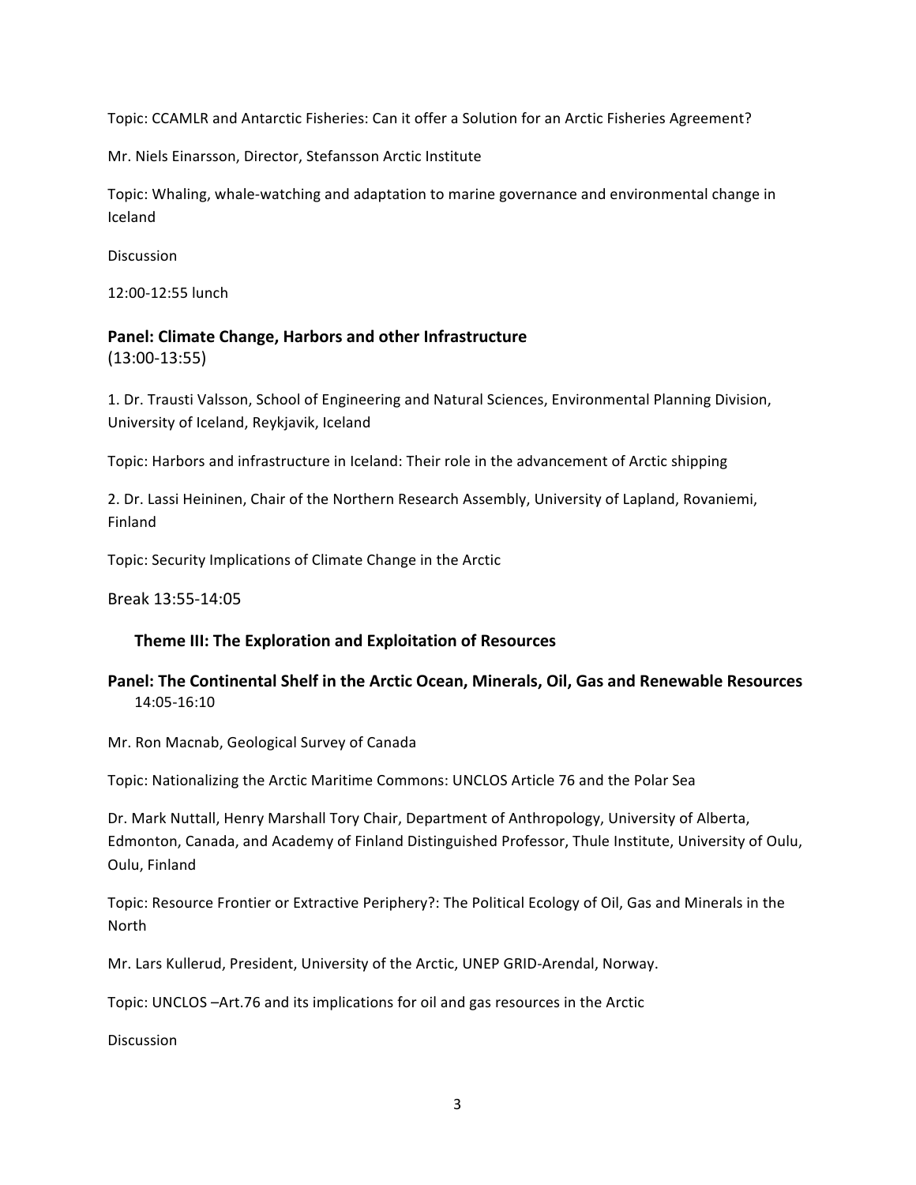Topic: CCAMLR and Antarctic Fisheries: Can it offer a Solution for an Arctic Fisheries Agreement?

Mr. Niels Einarsson, Director, Stefansson Arctic Institute

Topic: Whaling, whale-watching and adaptation to marine governance and environmental change in Iceland

Discussion

12:00-12:55 lunch

### Panel: Climate Change, Harbors and other Infrastructure

(13:00-13:55)

1. Dr. Trausti Valsson, School of Engineering and Natural Sciences, Environmental Planning Division, University of Iceland, Reykjavik, Iceland

Topic: Harbors and infrastructure in Iceland: Their role in the advancement of Arctic shipping

2. Dr. Lassi Heininen, Chair of the Northern Research Assembly, University of Lapland, Rovaniemi, Finland

Topic: Security Implications of Climate Change in the Arctic

Break 13:55-14:05

## Theme III: The Exploration and Exploitation of Resources

### Panel: The Continental Shelf in the Arctic Ocean, Minerals, Oil, Gas and Renewable Resources

14:05-16:10

Mr. Ron Macnab, Geological Survey of Canada

Topic: Nationalizing the Arctic Maritime Commons: UNCLOS Article 76 and the Polar Sea

Dr. Mark Nuttall, Henry Marshall Tory Chair, Department of Anthropology, University of Alberta, Edmonton, Canada, and Academy of Finland Distinguished Professor, Thule Institute, University of Oulu, Oulu, Finland

Topic: Resource Frontier or Extractive Periphery?: The Political Ecology of Oil, Gas and Minerals in the North

Mr. Lars Kullerud, President, University of the Arctic, UNEP GRID-Arendal, Norway.

Topic: UNCLOS –Art.76 and its implications for oil and gas resources in the Arctic

Discussion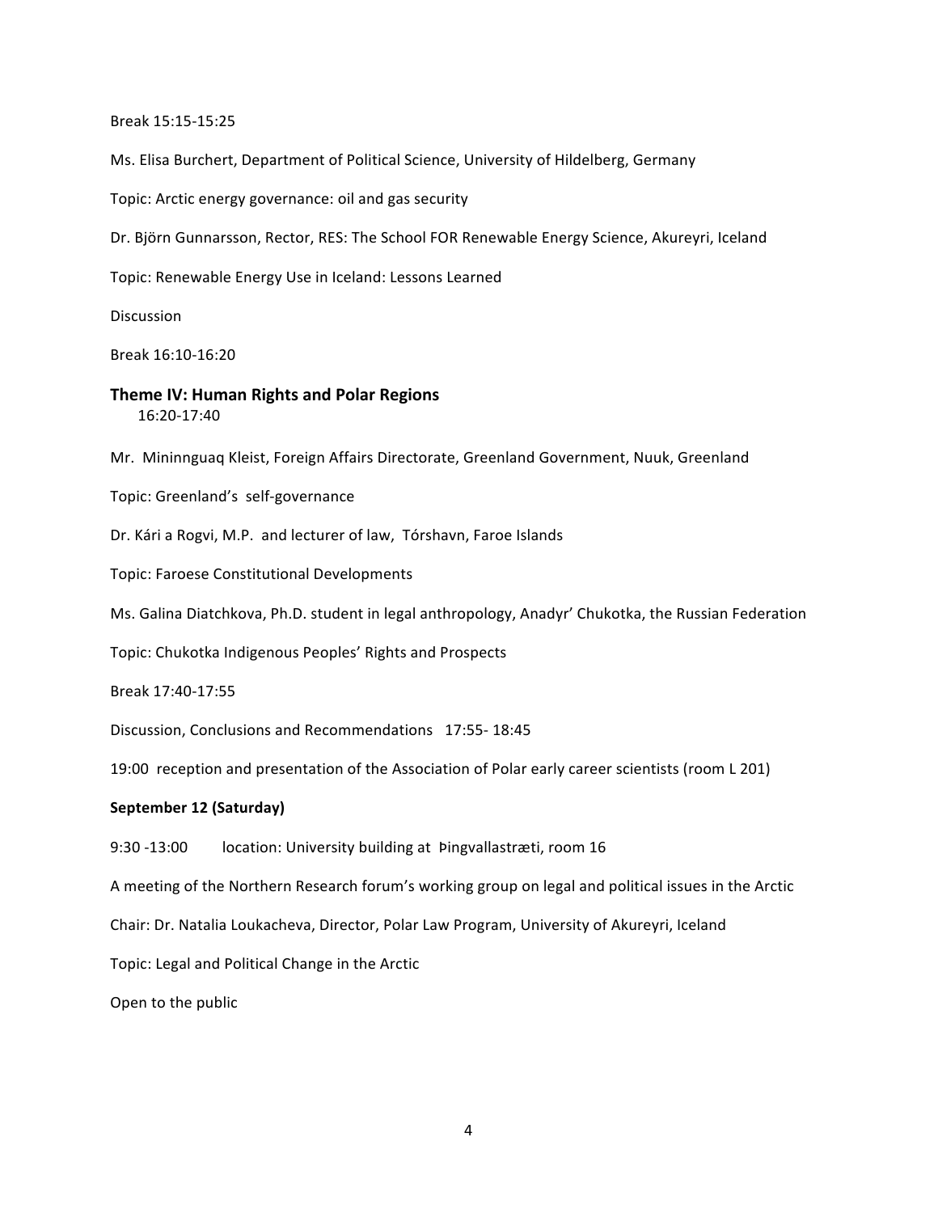Break 15:15-15:25

Ms. Elisa Burchert, Department of Political Science, University of Hildelberg, Germany

Topic: Arctic energy governance: oil and gas security

Dr. Björn Gunnarsson, Rector, RES: The School FOR Renewable Energy Science, Akureyri, Iceland

Topic: Renewable Energy Use in Iceland: Lessons Learned

Discussion

Break 16:10-16:20

### Theme IV: Human Rights and Polar Regions

16:20-17:40

Mr. Mininnguaq Kleist, Foreign Affairs Directorate, Greenland Government, Nuuk, Greenland

Topic: Greenland's self-governance

Dr. Kári a Rogvi, M.P. and lecturer of law, Tórshavn, Faroe Islands

Topic: Faroese Constitutional Developments

Ms. Galina Diatchkova, Ph.D. student in legal anthropology, Anadyr' Chukotka, the Russian Federation

Topic: Chukotka Indigenous Peoples' Rights and Prospects

Break 17:40-17:55

Discussion, Conclusions and Recommendations 17:55- 18:45

19:00 reception and presentation of the Association of Polar early career scientists (room L 201)

**September 12 (Saturday)**

9:30 -13:00 location: University building at Þingvallastræti, room 16

A meeting of the Northern Research forum's working group on legal and political issues in the Arctic

Chair: Dr. Natalia Loukacheva, Director, Polar Law Program, University of Akureyri, Iceland

Topic: Legal and Political Change in the Arctic

Open to the public